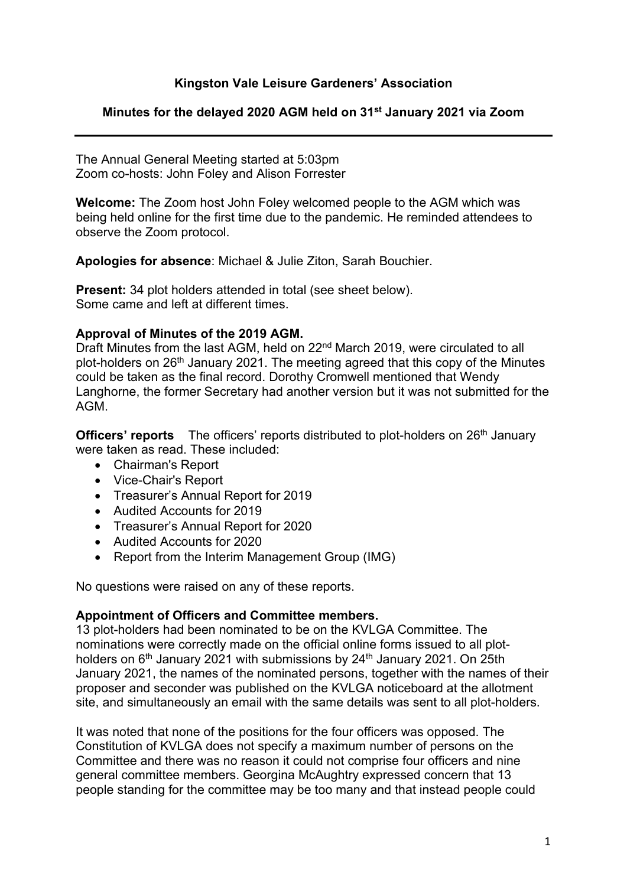**Kingston Vale Leisure Gardeners' Association**

**Minutes for the delayed 2020 AGM held on 31st January 2021 via Zoom**

---

The Annual General Meeting started at 5:03pm
Zoom co-hosts: John Foley and Alison Forrester

**Welcome:** The Zoom host John Foley welcomed people to the AGM which was being held online for the first time due to the pandemic. He reminded attendees to observe the Zoom protocol.

**Apologies for absence**: Michael & Julie Ziton, Sarah Bouchier.

**Present:** 34 plot holders attended in total (see sheet below).
Some came and left at different times.

**Approval of Minutes of the 2019 AGM.**
Draft Minutes from the last AGM, held on 22nd March 2019, were circulated to all plot-holders on 26th January 2021. The meeting agreed that this copy of the Minutes could be taken as the final record. Dorothy Cromwell mentioned that Wendy Langhorne, the former Secretary had another version but it was not submitted for the AGM.

**Officers' reports** The officers' reports distributed to plot-holders on 26th January were taken as read. These included:

- Chairman's Report
- Vice-Chair's Report
- Treasurer's Annual Report for 2019
- Audited Accounts for 2019
- Treasurer's Annual Report for 2020
- Audited Accounts for 2020
- Report from the Interim Management Group (IMG)

No questions were raised on any of these reports.

**Appointment of Officers and Committee members.**
13 plot-holders had been nominated to be on the KVLGA Committee. The nominations were correctly made on the official online forms issued to all plot-holders on 6th January 2021 with submissions by 24th January 2021. On 25th January 2021, the names of the nominated persons, together with the names of their proposer and seconder was published on the KVLGA noticeboard at the allotment site, and simultaneously an email with the same details was sent to all plot-holders.

It was noted that none of the positions for the four officers was opposed. The Constitution of KVLGA does not specify a maximum number of persons on the Committee and there was no reason it could not comprise four officers and nine general committee members. Georgina McAughtry expressed concern that 13 people standing for the committee may be too many and that instead people could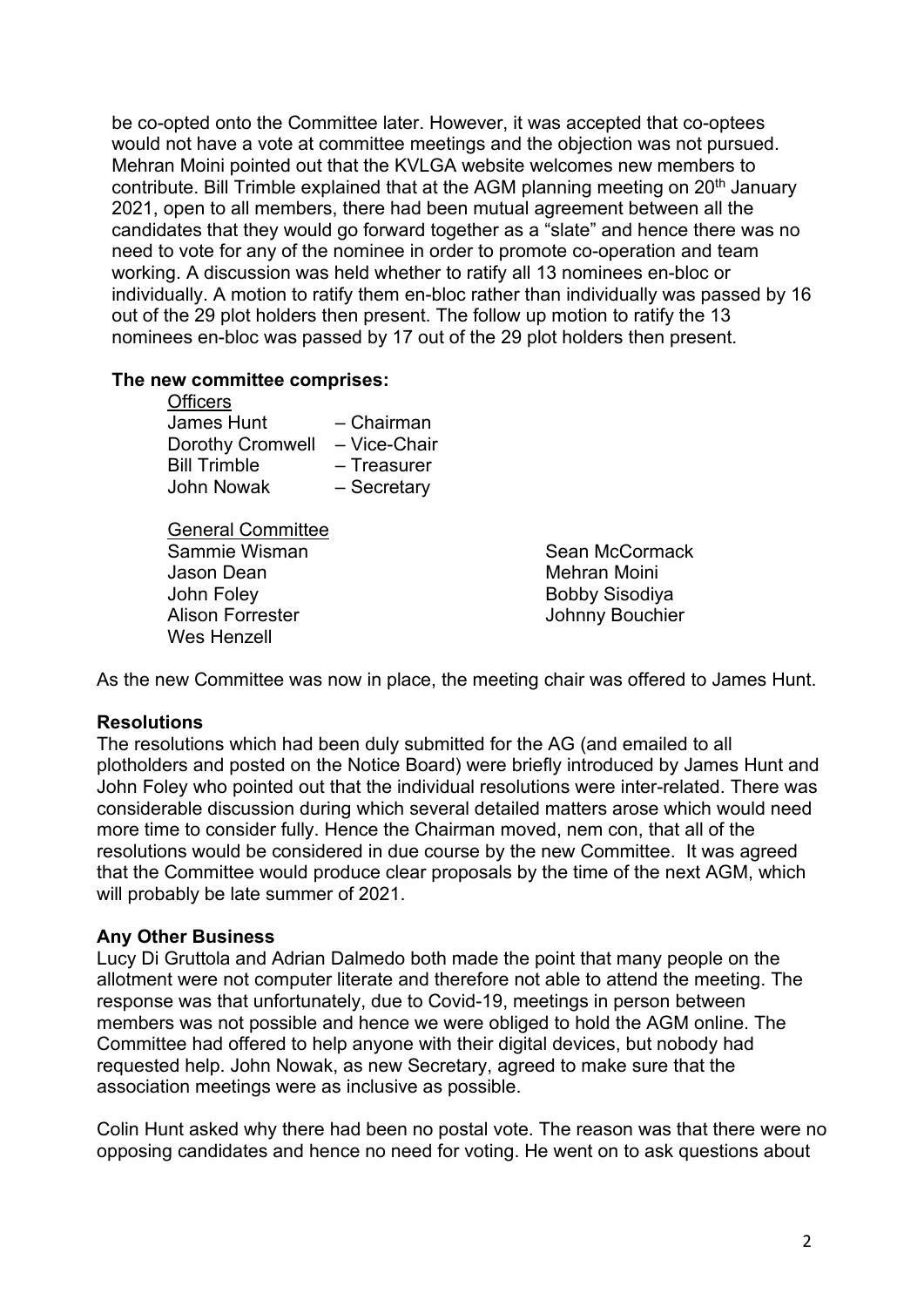be co-opted onto the Committee later. However, it was accepted that co-optees would not have a vote at committee meetings and the objection was not pursued. Mehran Moini pointed out that the KVLGA website welcomes new members to contribute. Bill Trimble explained that at the AGM planning meeting on 20th January 2021, open to all members, there had been mutual agreement between all the candidates that they would go forward together as a "slate" and hence there was no need to vote for any of the nominee in order to promote co-operation and team working. A discussion was held whether to ratify all 13 nominees en-bloc or individually. A motion to ratify them en-bloc rather than individually was passed by 16 out of the 29 plot holders then present. The follow up motion to ratify the 13 nominees en-bloc was passed by 17 out of the 29 plot holders then present.

**The new committee comprises:**

Officers

James Hunt – Chairman
Dorothy Cromwell – Vice-Chair
Bill Trimble – Treasurer
John Nowak – Secretary

General Committee

Sammie Wisman
Jason Dean
John Foley
Alison Forrester
Wes Henzell
Sean McCormack
Mehran Moini
Bobby Sisodiya
Johnny Bouchier

As the new Committee was now in place, the meeting chair was offered to James Hunt.

**Resolutions**

The resolutions which had been duly submitted for the AG (and emailed to all plotholders and posted on the Notice Board) were briefly introduced by James Hunt and John Foley who pointed out that the individual resolutions were inter-related. There was considerable discussion during which several detailed matters arose which would need more time to consider fully. Hence the Chairman moved, nem con, that all of the resolutions would be considered in due course by the new Committee. It was agreed that the Committee would produce clear proposals by the time of the next AGM, which will probably be late summer of 2021.

**Any Other Business**

Lucy Di Gruttola and Adrian Dalmedo both made the point that many people on the allotment were not computer literate and therefore not able to attend the meeting. The response was that unfortunately, due to Covid-19, meetings in person between members was not possible and hence we were obliged to hold the AGM online. The Committee had offered to help anyone with their digital devices, but nobody had requested help. John Nowak, as new Secretary, agreed to make sure that the association meetings were as inclusive as possible.

Colin Hunt asked why there had been no postal vote. The reason was that there were no opposing candidates and hence no need for voting. He went on to ask questions about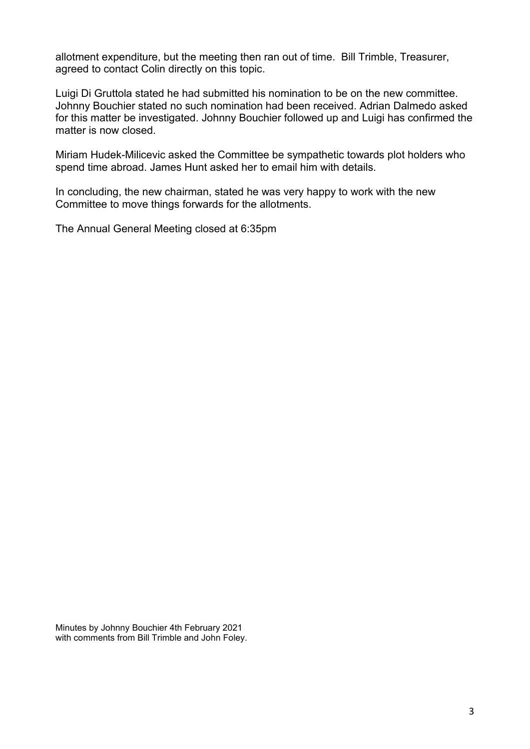allotment expenditure, but the meeting then ran out of time. Bill Trimble, Treasurer, agreed to contact Colin directly on this topic.

Luigi Di Gruttola stated he had submitted his nomination to be on the new committee. Johnny Bouchier stated no such nomination had been received. Adrian Dalmedo asked for this matter be investigated. Johnny Bouchier followed up and Luigi has confirmed the matter is now closed.

Miriam Hudek-Milicevic asked the Committee be sympathetic towards plot holders who spend time abroad. James Hunt asked her to email him with details.

In concluding, the new chairman, stated he was very happy to work with the new Committee to move things forwards for the allotments.

The Annual General Meeting closed at 6:35pm

Minutes by Johnny Bouchier 4th February 2021
with comments from Bill Trimble and John Foley.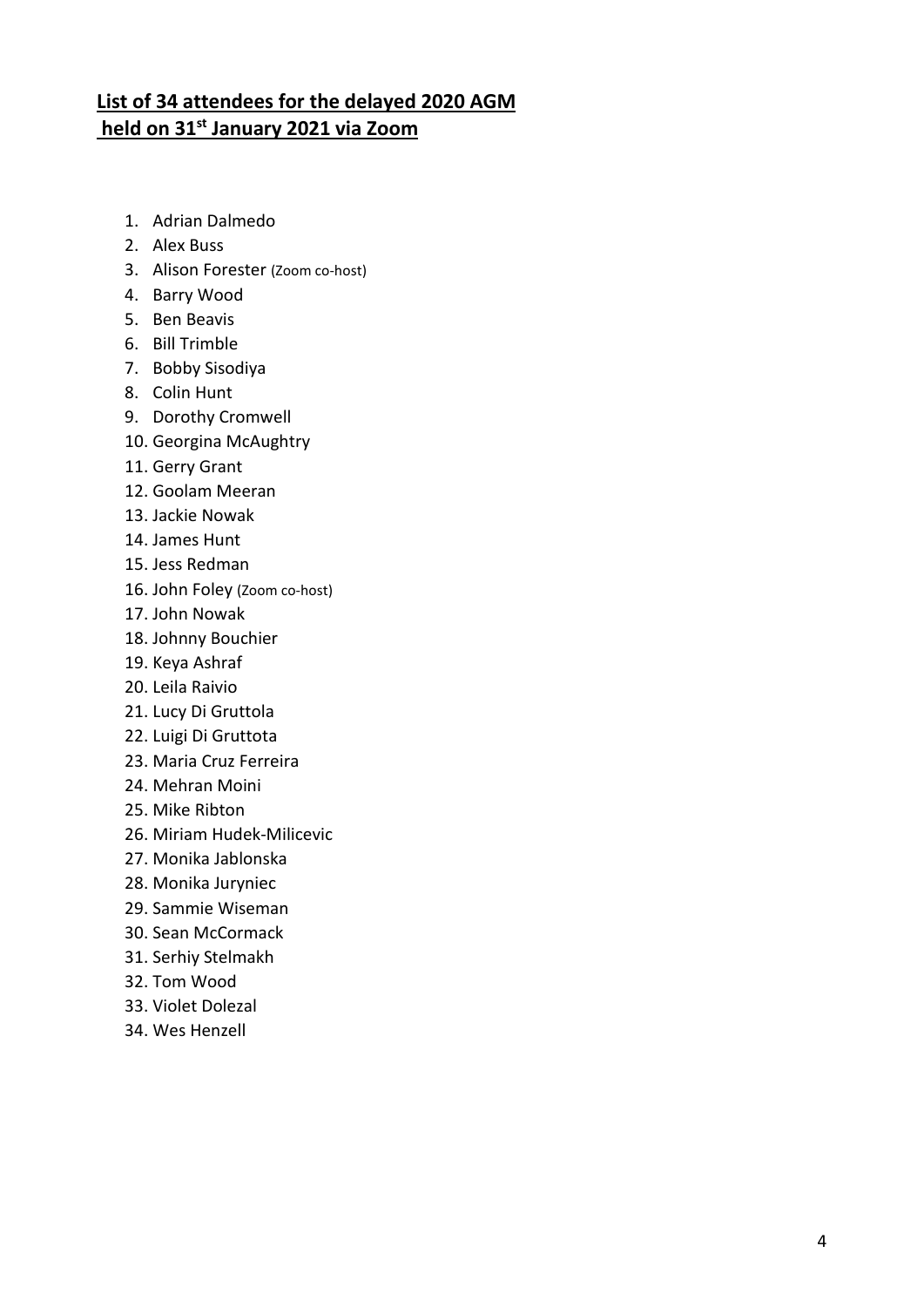## List of 34 attendees for the delayed 2020 AGM held on 31st January 2021 via Zoom

1. Adrian Dalmedo
2. Alex Buss
3. Alison Forester (Zoom co-host)
4. Barry Wood
5. Ben Beavis
6. Bill Trimble
7. Bobby Sisodiya
8. Colin Hunt
9. Dorothy Cromwell
10. Georgina McAughtry
11. Gerry Grant
12. Goolam Meeran
13. Jackie Nowak
14. James Hunt
15. Jess Redman
16. John Foley (Zoom co-host)
17. John Nowak
18. Johnny Bouchier
19. Keya Ashraf
20. Leila Raivio
21. Lucy Di Gruttola
22. Luigi Di Gruttota
23. Maria Cruz Ferreira
24. Mehran Moini
25. Mike Ribton
26. Miriam Hudek-Milicevic
27. Monika Jablonska
28. Monika Juryniec
29. Sammie Wiseman
30. Sean McCormack
31. Serhiy Stelmakh
32. Tom Wood
33. Violet Dolezal
34. Wes Henzell